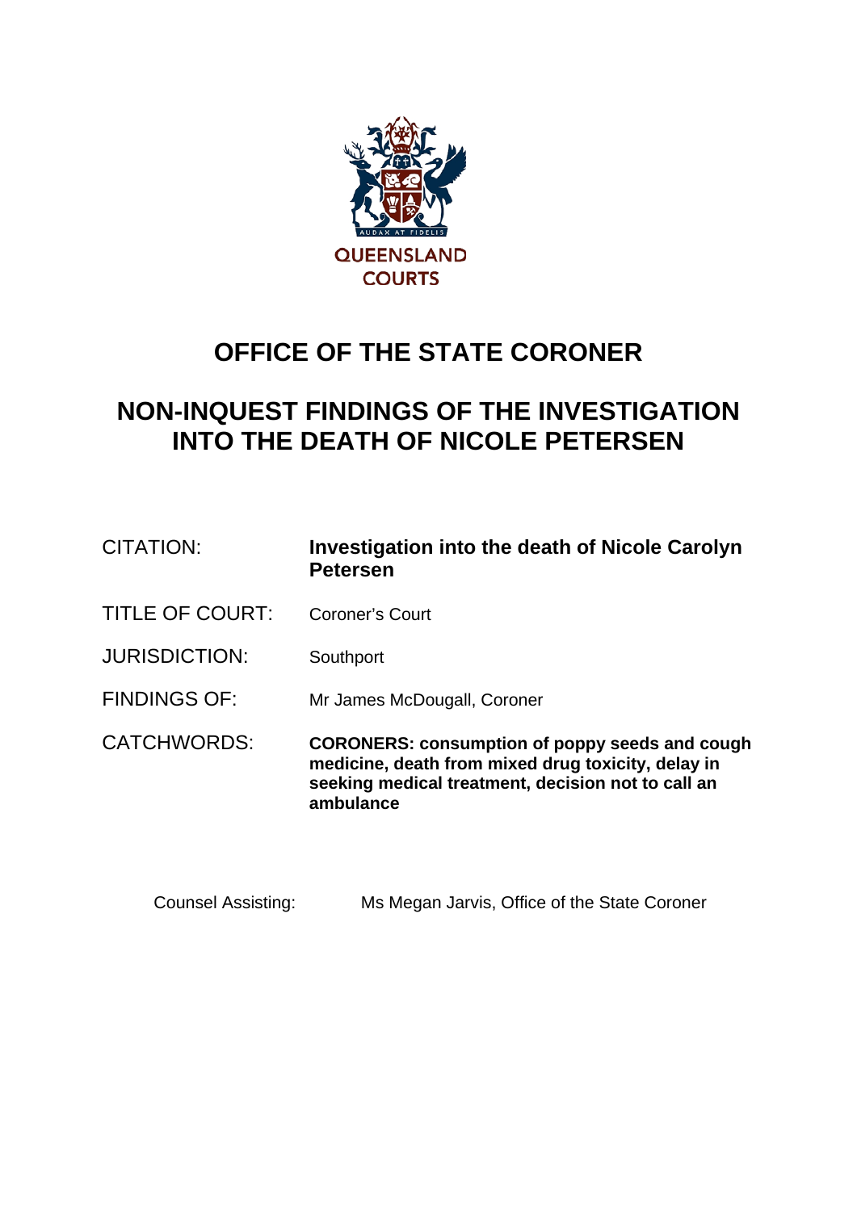QUEENSLAND COURTS

# OFFICE OF THE STATE CORONER

# NON-INQUEST FINDINGS OF THE INVESTIGATION INTO THE DEATH OF NICOLE PETERSEN

| | |
|---|---|
| CITATION: | **Investigation into the death of Nicole Carolyn Petersen** |
| TITLE OF COURT: | Coroner's Court |
| JURISDICTION: | Southport |
| FINDINGS OF: | Mr James McDougall, Coroner |
| CATCHWORDS: | **CORONERS: consumption of poppy seeds and cough medicine, death from mixed drug toxicity, delay in seeking medical treatment, decision not to call an ambulance** |

Counsel Assisting: Ms Megan Jarvis, Office of the State Coroner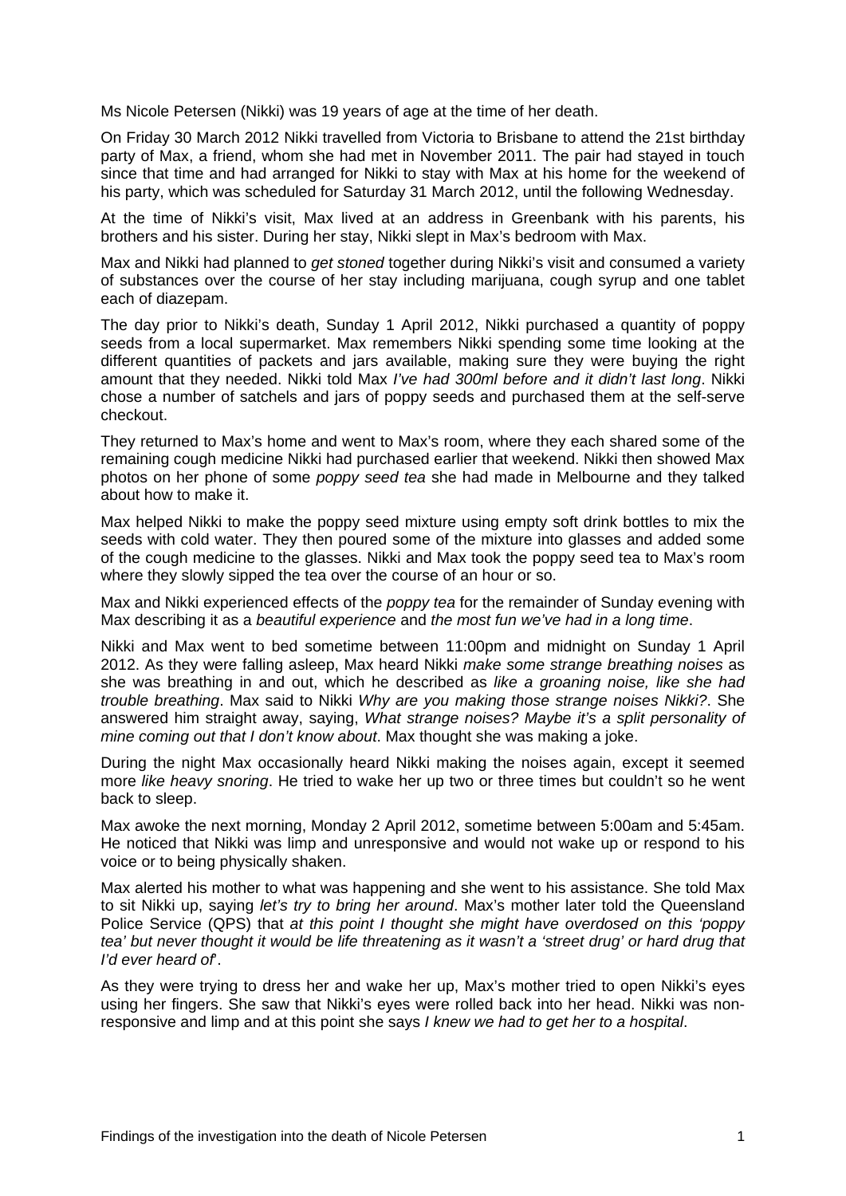Ms Nicole Petersen (Nikki) was 19 years of age at the time of her death.

On Friday 30 March 2012 Nikki travelled from Victoria to Brisbane to attend the 21st birthday party of Max, a friend, whom she had met in November 2011. The pair had stayed in touch since that time and had arranged for Nikki to stay with Max at his home for the weekend of his party, which was scheduled for Saturday 31 March 2012, until the following Wednesday.

At the time of Nikki's visit, Max lived at an address in Greenbank with his parents, his brothers and his sister. During her stay, Nikki slept in Max's bedroom with Max.

Max and Nikki had planned to *get stoned* together during Nikki's visit and consumed a variety of substances over the course of her stay including marijuana, cough syrup and one tablet each of diazepam.

The day prior to Nikki's death, Sunday 1 April 2012, Nikki purchased a quantity of poppy seeds from a local supermarket. Max remembers Nikki spending some time looking at the different quantities of packets and jars available, making sure they were buying the right amount that they needed. Nikki told Max *I've had 300ml before and it didn't last long*. Nikki chose a number of satchels and jars of poppy seeds and purchased them at the self-serve checkout.

They returned to Max's home and went to Max's room, where they each shared some of the remaining cough medicine Nikki had purchased earlier that weekend. Nikki then showed Max photos on her phone of some *poppy seed tea* she had made in Melbourne and they talked about how to make it.

Max helped Nikki to make the poppy seed mixture using empty soft drink bottles to mix the seeds with cold water. They then poured some of the mixture into glasses and added some of the cough medicine to the glasses. Nikki and Max took the poppy seed tea to Max's room where they slowly sipped the tea over the course of an hour or so.

Max and Nikki experienced effects of the *poppy tea* for the remainder of Sunday evening with Max describing it as a *beautiful experience* and *the most fun we've had in a long time*.

Nikki and Max went to bed sometime between 11:00pm and midnight on Sunday 1 April 2012. As they were falling asleep, Max heard Nikki *make some strange breathing noises* as she was breathing in and out, which he described as *like a groaning noise, like she had trouble breathing*. Max said to Nikki *Why are you making those strange noises Nikki?*. She answered him straight away, saying, *What strange noises? Maybe it's a split personality of mine coming out that I don't know about*. Max thought she was making a joke.

During the night Max occasionally heard Nikki making the noises again, except it seemed more *like heavy snoring*. He tried to wake her up two or three times but couldn't so he went back to sleep.

Max awoke the next morning, Monday 2 April 2012, sometime between 5:00am and 5:45am. He noticed that Nikki was limp and unresponsive and would not wake up or respond to his voice or to being physically shaken.

Max alerted his mother to what was happening and she went to his assistance. She told Max to sit Nikki up, saying *let's try to bring her around*. Max's mother later told the Queensland Police Service (QPS) that *at this point I thought she might have overdosed on this 'poppy tea' but never thought it would be life threatening as it wasn't a 'street drug' or hard drug that I'd ever heard of*'.

As they were trying to dress her and wake her up, Max's mother tried to open Nikki's eyes using her fingers. She saw that Nikki's eyes were rolled back into her head. Nikki was non-responsive and limp and at this point she says *I knew we had to get her to a hospital*.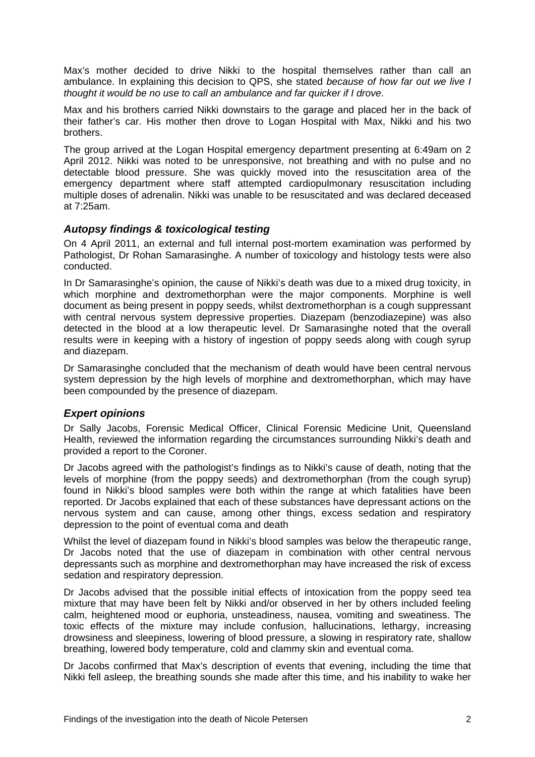Max's mother decided to drive Nikki to the hospital themselves rather than call an ambulance. In explaining this decision to QPS, she stated *because of how far out we live I thought it would be no use to call an ambulance and far quicker if I drove*.

Max and his brothers carried Nikki downstairs to the garage and placed her in the back of their father's car. His mother then drove to Logan Hospital with Max, Nikki and his two brothers.

The group arrived at the Logan Hospital emergency department presenting at 6:49am on 2 April 2012. Nikki was noted to be unresponsive, not breathing and with no pulse and no detectable blood pressure. She was quickly moved into the resuscitation area of the emergency department where staff attempted cardiopulmonary resuscitation including multiple doses of adrenalin. Nikki was unable to be resuscitated and was declared deceased at 7:25am.

### *Autopsy findings & toxicological testing*

On 4 April 2011, an external and full internal post-mortem examination was performed by Pathologist, Dr Rohan Samarasinghe. A number of toxicology and histology tests were also conducted.

In Dr Samarasinghe's opinion, the cause of Nikki's death was due to a mixed drug toxicity, in which morphine and dextromethorphan were the major components. Morphine is well document as being present in poppy seeds, whilst dextromethorphan is a cough suppressant with central nervous system depressive properties. Diazepam (benzodiazepine) was also detected in the blood at a low therapeutic level. Dr Samarasinghe noted that the overall results were in keeping with a history of ingestion of poppy seeds along with cough syrup and diazepam.

Dr Samarasinghe concluded that the mechanism of death would have been central nervous system depression by the high levels of morphine and dextromethorphan, which may have been compounded by the presence of diazepam.

### *Expert opinions*

Dr Sally Jacobs, Forensic Medical Officer, Clinical Forensic Medicine Unit, Queensland Health, reviewed the information regarding the circumstances surrounding Nikki's death and provided a report to the Coroner.

Dr Jacobs agreed with the pathologist's findings as to Nikki's cause of death, noting that the levels of morphine (from the poppy seeds) and dextromethorphan (from the cough syrup) found in Nikki's blood samples were both within the range at which fatalities have been reported. Dr Jacobs explained that each of these substances have depressant actions on the nervous system and can cause, among other things, excess sedation and respiratory depression to the point of eventual coma and death

Whilst the level of diazepam found in Nikki's blood samples was below the therapeutic range, Dr Jacobs noted that the use of diazepam in combination with other central nervous depressants such as morphine and dextromethorphan may have increased the risk of excess sedation and respiratory depression.

Dr Jacobs advised that the possible initial effects of intoxication from the poppy seed tea mixture that may have been felt by Nikki and/or observed in her by others included feeling calm, heightened mood or euphoria, unsteadiness, nausea, vomiting and sweatiness. The toxic effects of the mixture may include confusion, hallucinations, lethargy, increasing drowsiness and sleepiness, lowering of blood pressure, a slowing in respiratory rate, shallow breathing, lowered body temperature, cold and clammy skin and eventual coma.

Dr Jacobs confirmed that Max's description of events that evening, including the time that Nikki fell asleep, the breathing sounds she made after this time, and his inability to wake her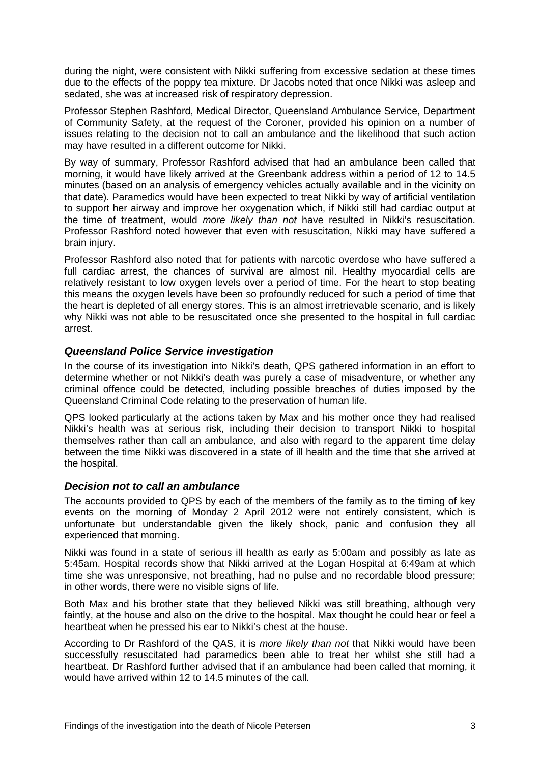during the night, were consistent with Nikki suffering from excessive sedation at these times due to the effects of the poppy tea mixture. Dr Jacobs noted that once Nikki was asleep and sedated, she was at increased risk of respiratory depression.

Professor Stephen Rashford, Medical Director, Queensland Ambulance Service, Department of Community Safety, at the request of the Coroner, provided his opinion on a number of issues relating to the decision not to call an ambulance and the likelihood that such action may have resulted in a different outcome for Nikki.

By way of summary, Professor Rashford advised that had an ambulance been called that morning, it would have likely arrived at the Greenbank address within a period of 12 to 14.5 minutes (based on an analysis of emergency vehicles actually available and in the vicinity on that date). Paramedics would have been expected to treat Nikki by way of artificial ventilation to support her airway and improve her oxygenation which, if Nikki still had cardiac output at the time of treatment, would *more likely than not* have resulted in Nikki's resuscitation. Professor Rashford noted however that even with resuscitation, Nikki may have suffered a brain injury.

Professor Rashford also noted that for patients with narcotic overdose who have suffered a full cardiac arrest, the chances of survival are almost nil. Healthy myocardial cells are relatively resistant to low oxygen levels over a period of time. For the heart to stop beating this means the oxygen levels have been so profoundly reduced for such a period of time that the heart is depleted of all energy stores. This is an almost irretrievable scenario, and is likely why Nikki was not able to be resuscitated once she presented to the hospital in full cardiac arrest.

### *Queensland Police Service investigation*

In the course of its investigation into Nikki's death, QPS gathered information in an effort to determine whether or not Nikki's death was purely a case of misadventure, or whether any criminal offence could be detected, including possible breaches of duties imposed by the Queensland Criminal Code relating to the preservation of human life.

QPS looked particularly at the actions taken by Max and his mother once they had realised Nikki's health was at serious risk, including their decision to transport Nikki to hospital themselves rather than call an ambulance, and also with regard to the apparent time delay between the time Nikki was discovered in a state of ill health and the time that she arrived at the hospital.

### *Decision not to call an ambulance*

The accounts provided to QPS by each of the members of the family as to the timing of key events on the morning of Monday 2 April 2012 were not entirely consistent, which is unfortunate but understandable given the likely shock, panic and confusion they all experienced that morning.

Nikki was found in a state of serious ill health as early as 5:00am and possibly as late as 5:45am. Hospital records show that Nikki arrived at the Logan Hospital at 6:49am at which time she was unresponsive, not breathing, had no pulse and no recordable blood pressure; in other words, there were no visible signs of life.

Both Max and his brother state that they believed Nikki was still breathing, although very faintly, at the house and also on the drive to the hospital. Max thought he could hear or feel a heartbeat when he pressed his ear to Nikki's chest at the house.

According to Dr Rashford of the QAS, it is *more likely than not* that Nikki would have been successfully resuscitated had paramedics been able to treat her whilst she still had a heartbeat. Dr Rashford further advised that if an ambulance had been called that morning, it would have arrived within 12 to 14.5 minutes of the call.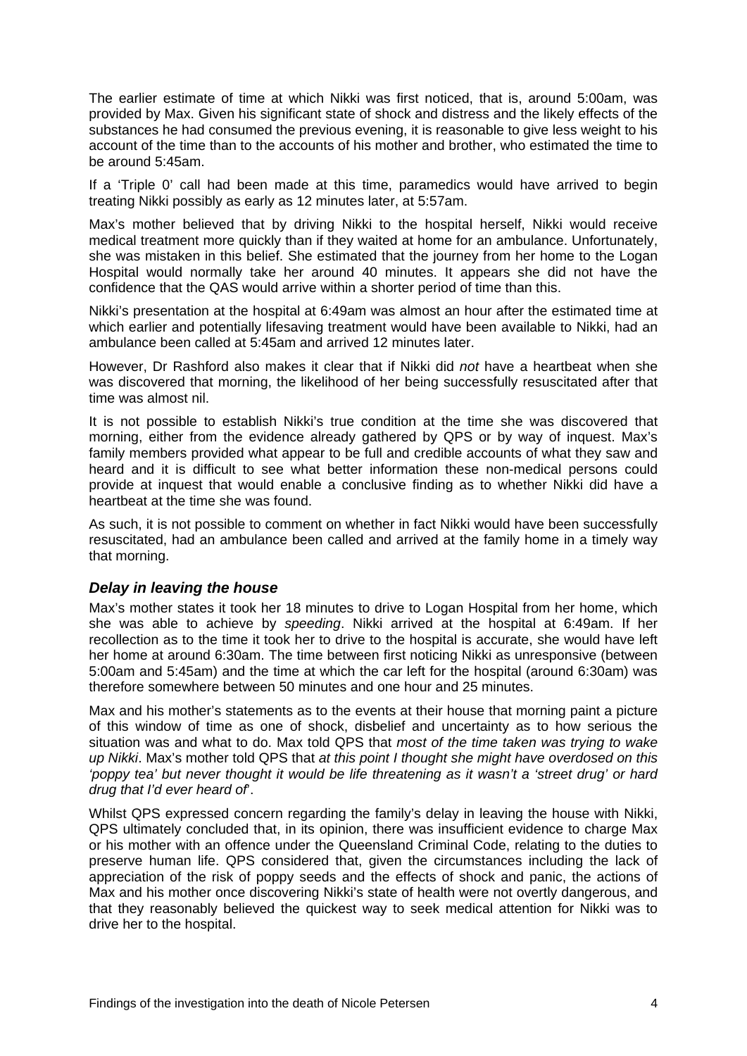The earlier estimate of time at which Nikki was first noticed, that is, around 5:00am, was provided by Max. Given his significant state of shock and distress and the likely effects of the substances he had consumed the previous evening, it is reasonable to give less weight to his account of the time than to the accounts of his mother and brother, who estimated the time to be around 5:45am.

If a 'Triple 0' call had been made at this time, paramedics would have arrived to begin treating Nikki possibly as early as 12 minutes later, at 5:57am.

Max's mother believed that by driving Nikki to the hospital herself, Nikki would receive medical treatment more quickly than if they waited at home for an ambulance. Unfortunately, she was mistaken in this belief. She estimated that the journey from her home to the Logan Hospital would normally take her around 40 minutes. It appears she did not have the confidence that the QAS would arrive within a shorter period of time than this.

Nikki's presentation at the hospital at 6:49am was almost an hour after the estimated time at which earlier and potentially lifesaving treatment would have been available to Nikki, had an ambulance been called at 5:45am and arrived 12 minutes later.

However, Dr Rashford also makes it clear that if Nikki did *not* have a heartbeat when she was discovered that morning, the likelihood of her being successfully resuscitated after that time was almost nil.

It is not possible to establish Nikki's true condition at the time she was discovered that morning, either from the evidence already gathered by QPS or by way of inquest. Max's family members provided what appear to be full and credible accounts of what they saw and heard and it is difficult to see what better information these non-medical persons could provide at inquest that would enable a conclusive finding as to whether Nikki did have a heartbeat at the time she was found.

As such, it is not possible to comment on whether in fact Nikki would have been successfully resuscitated, had an ambulance been called and arrived at the family home in a timely way that morning.

### *Delay in leaving the house*

Max's mother states it took her 18 minutes to drive to Logan Hospital from her home, which she was able to achieve by *speeding*. Nikki arrived at the hospital at 6:49am. If her recollection as to the time it took her to drive to the hospital is accurate, she would have left her home at around 6:30am. The time between first noticing Nikki as unresponsive (between 5:00am and 5:45am) and the time at which the car left for the hospital (around 6:30am) was therefore somewhere between 50 minutes and one hour and 25 minutes.

Max and his mother's statements as to the events at their house that morning paint a picture of this window of time as one of shock, disbelief and uncertainty as to how serious the situation was and what to do. Max told QPS that *most of the time taken was trying to wake up Nikki*. Max's mother told QPS that *at this point I thought she might have overdosed on this 'poppy tea' but never thought it would be life threatening as it wasn't a 'street drug' or hard drug that I'd ever heard of*.

Whilst QPS expressed concern regarding the family's delay in leaving the house with Nikki, QPS ultimately concluded that, in its opinion, there was insufficient evidence to charge Max or his mother with an offence under the Queensland Criminal Code, relating to the duties to preserve human life. QPS considered that, given the circumstances including the lack of appreciation of the risk of poppy seeds and the effects of shock and panic, the actions of Max and his mother once discovering Nikki's state of health were not overtly dangerous, and that they reasonably believed the quickest way to seek medical attention for Nikki was to drive her to the hospital.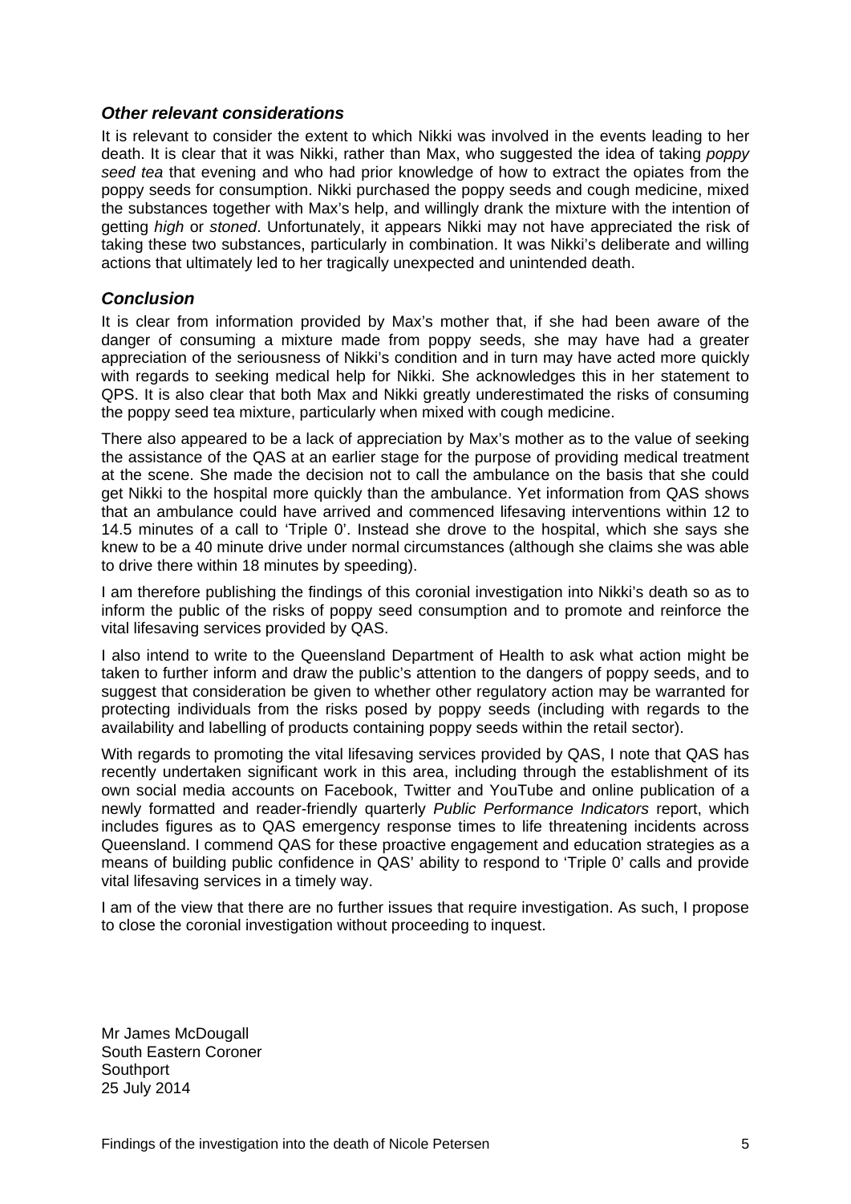### *Other relevant considerations*

It is relevant to consider the extent to which Nikki was involved in the events leading to her death. It is clear that it was Nikki, rather than Max, who suggested the idea of taking *poppy seed tea* that evening and who had prior knowledge of how to extract the opiates from the poppy seeds for consumption. Nikki purchased the poppy seeds and cough medicine, mixed the substances together with Max's help, and willingly drank the mixture with the intention of getting *high* or *stoned*. Unfortunately, it appears Nikki may not have appreciated the risk of taking these two substances, particularly in combination. It was Nikki's deliberate and willing actions that ultimately led to her tragically unexpected and unintended death.

### *Conclusion*

It is clear from information provided by Max's mother that, if she had been aware of the danger of consuming a mixture made from poppy seeds, she may have had a greater appreciation of the seriousness of Nikki's condition and in turn may have acted more quickly with regards to seeking medical help for Nikki. She acknowledges this in her statement to QPS. It is also clear that both Max and Nikki greatly underestimated the risks of consuming the poppy seed tea mixture, particularly when mixed with cough medicine.

There also appeared to be a lack of appreciation by Max's mother as to the value of seeking the assistance of the QAS at an earlier stage for the purpose of providing medical treatment at the scene. She made the decision not to call the ambulance on the basis that she could get Nikki to the hospital more quickly than the ambulance. Yet information from QAS shows that an ambulance could have arrived and commenced lifesaving interventions within 12 to 14.5 minutes of a call to 'Triple 0'. Instead she drove to the hospital, which she says she knew to be a 40 minute drive under normal circumstances (although she claims she was able to drive there within 18 minutes by speeding).

I am therefore publishing the findings of this coronial investigation into Nikki's death so as to inform the public of the risks of poppy seed consumption and to promote and reinforce the vital lifesaving services provided by QAS.

I also intend to write to the Queensland Department of Health to ask what action might be taken to further inform and draw the public's attention to the dangers of poppy seeds, and to suggest that consideration be given to whether other regulatory action may be warranted for protecting individuals from the risks posed by poppy seeds (including with regards to the availability and labelling of products containing poppy seeds within the retail sector).

With regards to promoting the vital lifesaving services provided by QAS, I note that QAS has recently undertaken significant work in this area, including through the establishment of its own social media accounts on Facebook, Twitter and YouTube and online publication of a newly formatted and reader-friendly quarterly *Public Performance Indicators* report, which includes figures as to QAS emergency response times to life threatening incidents across Queensland. I commend QAS for these proactive engagement and education strategies as a means of building public confidence in QAS' ability to respond to 'Triple 0' calls and provide vital lifesaving services in a timely way.

I am of the view that there are no further issues that require investigation. As such, I propose to close the coronial investigation without proceeding to inquest.

Mr James McDougall
South Eastern Coroner
Southport
25 July 2014